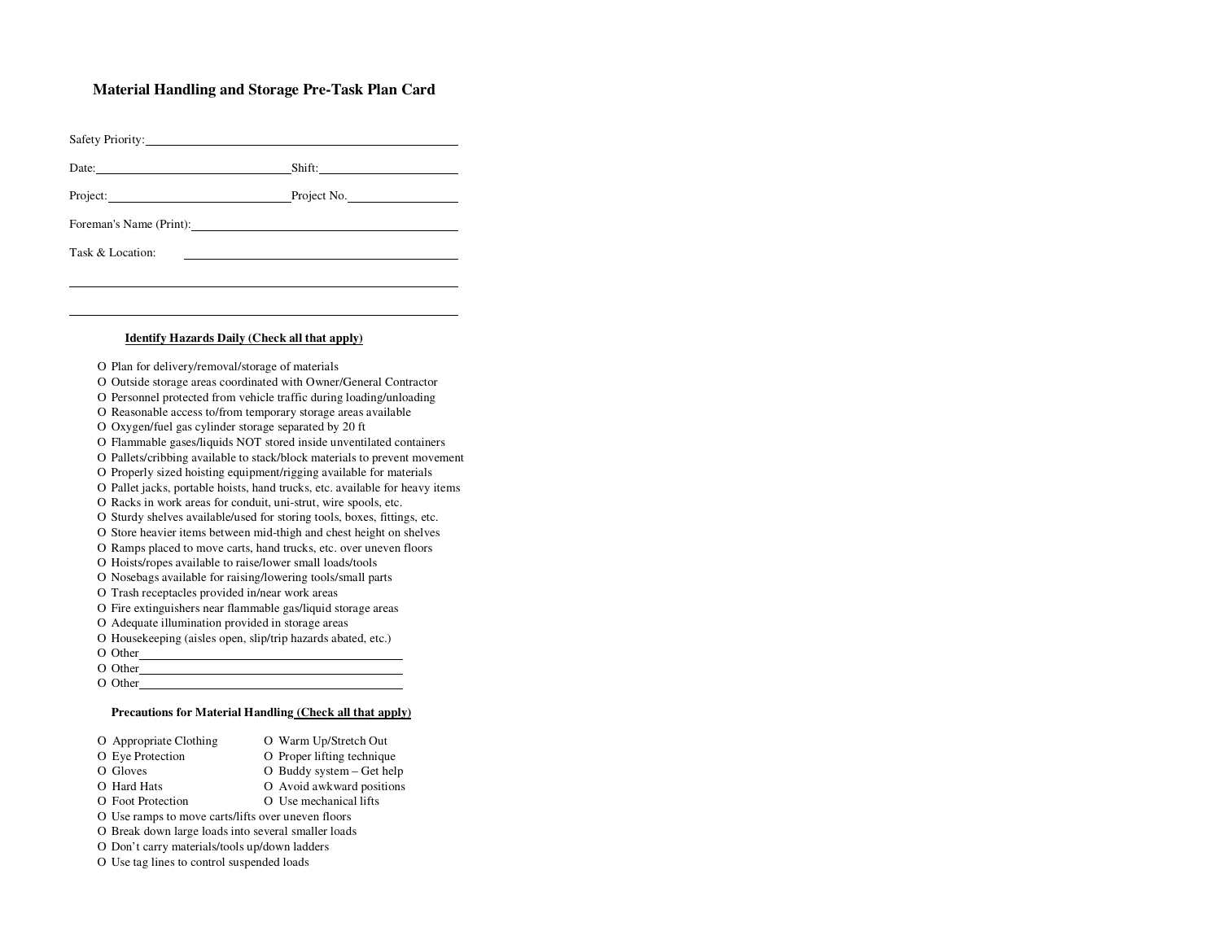# Material Handling and Storage Pre-Task Plan Card

Safety Priority: ____________________________________________

Date: ____________________________ Shift: ____________________

Project: __________________________ Project No. ______________

Foreman's Name (Print): ______________________________________

Task & Location: ____________________________________________

______________________________________________________________

______________________________________________________________

**Identify Hazards Daily (Check all that apply)**

- O Plan for delivery/removal/storage of materials
- O Outside storage areas coordinated with Owner/General Contractor
- O Personnel protected from vehicle traffic during loading/unloading
- O Reasonable access to/from temporary storage areas available
- O Oxygen/fuel gas cylinder storage separated by 20 ft
- O Flammable gases/liquids NOT stored inside unventilated containers
- O Pallets/cribbing available to stack/block materials to prevent movement
- O Properly sized hoisting equipment/rigging available for materials
- O Pallet jacks, portable hoists, hand trucks, etc. available for heavy items
- O Racks in work areas for conduit, uni-strut, wire spools, etc.
- O Sturdy shelves available/used for storing tools, boxes, fittings, etc.
- O Store heavier items between mid-thigh and chest height on shelves
- O Ramps placed to move carts, hand trucks, etc. over uneven floors
- O Hoists/ropes available to raise/lower small loads/tools
- O Nosebags available for raising/lowering tools/small parts
- O Trash receptacles provided in/near work areas
- O Fire extinguishers near flammable gas/liquid storage areas
- O Adequate illumination provided in storage areas
- O Housekeeping (aisles open, slip/trip hazards abated, etc.)
- O Other ____________________________________
- O Other ____________________________________
- O Other ____________________________________

**Precautions for Material Handling (Check all that apply)**

- O Appropriate Clothing
- O Eye Protection
- O Gloves
- O Hard Hats
- O Foot Protection
- O Warm Up/Stretch Out
- O Proper lifting technique
- O Buddy system – Get help
- O Avoid awkward positions
- O Use mechanical lifts
- O Use ramps to move carts/lifts over uneven floors
- O Break down large loads into several smaller loads
- O Don't carry materials/tools up/down ladders
- O Use tag lines to control suspended loads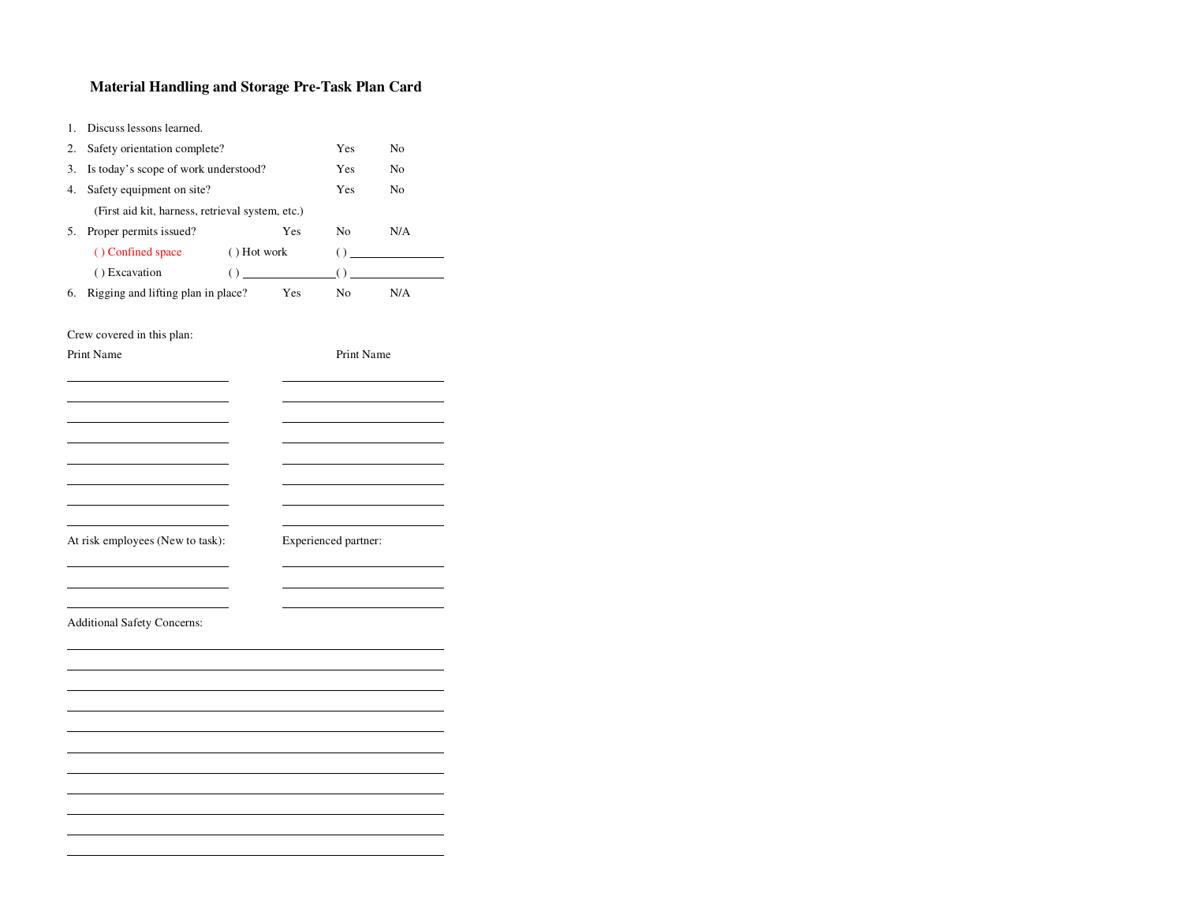# Material Handling and Storage Pre-Task Plan Card

1. Discuss lessons learned.
2. Safety orientation complete? Yes No
3. Is today's scope of work understood? Yes No
4. Safety equipment on site? Yes No
   (First aid kit, harness, retrieval system, etc.)
5. Proper permits issued? Yes No N/A
   ( ) Confined space ( ) Hot work ( ) ______________
   ( ) Excavation ( ) ______________ ( ) ______________
6. Rigging and lifting plan in place? Yes No N/A

Crew covered in this plan:

| Print Name | Print Name |
|---|---|
| ______________________ | ______________________ |
| ______________________ | ______________________ |
| ______________________ | ______________________ |
| ______________________ | ______________________ |
| ______________________ | ______________________ |
| ______________________ | ______________________ |
| ______________________ | ______________________ |
| ______________________ | ______________________ |

| At risk employees (New to task): | Experienced partner: |
|---|---|
| ______________________ | ______________________ |
| ______________________ | ______________________ |
| ______________________ | ______________________ |

Additional Safety Concerns:

______________________________________________________

______________________________________________________

______________________________________________________

______________________________________________________

______________________________________________________

______________________________________________________

______________________________________________________

______________________________________________________

______________________________________________________

______________________________________________________

______________________________________________________